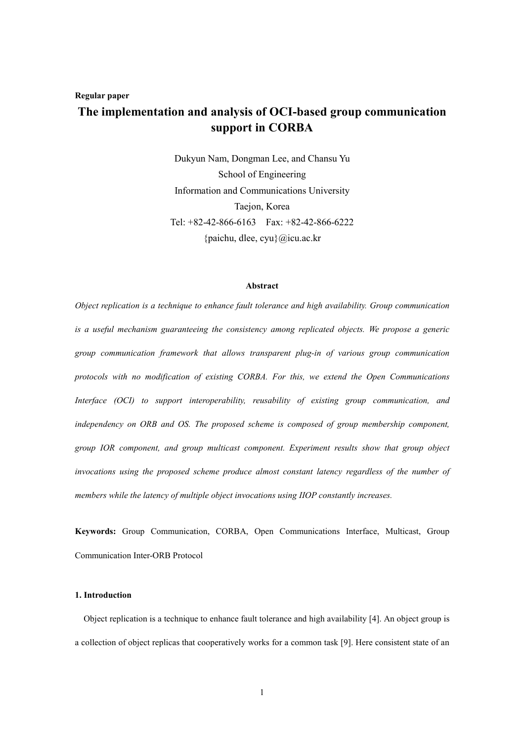**Regular paper**

# The implementation and analysis of OCI-based group communication support in CORBA

Dukyun Nam, Dongman Lee, and Chansu Yu
School of Engineering
Information and Communications University
Taejon, Korea
Tel: +82-42-866-6163 Fax: +82-42-866-6222
{paichu, dlee, cyu}@icu.ac.kr

**Abstract**

*Object replication is a technique to enhance fault tolerance and high availability. Group communication is a useful mechanism guaranteeing the consistency among replicated objects. We propose a generic group communication framework that allows transparent plug-in of various group communication protocols with no modification of existing CORBA. For this, we extend the Open Communications Interface (OCI) to support interoperability, reusability of existing group communication, and independency on ORB and OS. The proposed scheme is composed of group membership component, group IOR component, and group multicast component. Experiment results show that group object invocations using the proposed scheme produce almost constant latency regardless of the number of members while the latency of multiple object invocations using IIOP constantly increases.*

**Keywords:** Group Communication, CORBA, Open Communications Interface, Multicast, Group Communication Inter-ORB Protocol

## 1. Introduction

Object replication is a technique to enhance fault tolerance and high availability [4]. An object group is a collection of object replicas that cooperatively works for a common task [9]. Here consistent state of an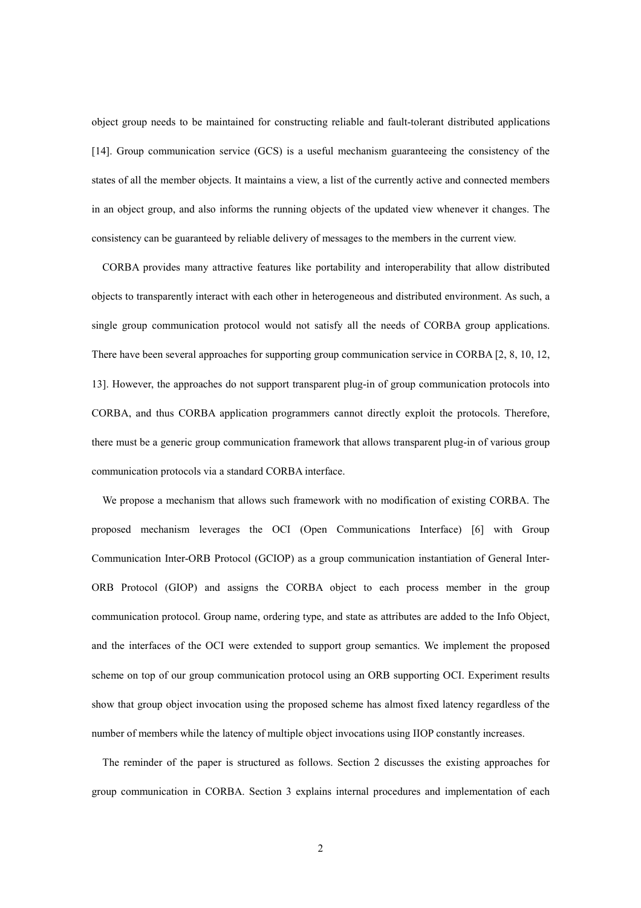object group needs to be maintained for constructing reliable and fault-tolerant distributed applications [14]. Group communication service (GCS) is a useful mechanism guaranteeing the consistency of the states of all the member objects. It maintains a view, a list of the currently active and connected members in an object group, and also informs the running objects of the updated view whenever it changes. The consistency can be guaranteed by reliable delivery of messages to the members in the current view.

CORBA provides many attractive features like portability and interoperability that allow distributed objects to transparently interact with each other in heterogeneous and distributed environment. As such, a single group communication protocol would not satisfy all the needs of CORBA group applications. There have been several approaches for supporting group communication service in CORBA [2, 8, 10, 12, 13]. However, the approaches do not support transparent plug-in of group communication protocols into CORBA, and thus CORBA application programmers cannot directly exploit the protocols. Therefore, there must be a generic group communication framework that allows transparent plug-in of various group communication protocols via a standard CORBA interface.

We propose a mechanism that allows such framework with no modification of existing CORBA. The proposed mechanism leverages the OCI (Open Communications Interface) [6] with Group Communication Inter-ORB Protocol (GCIOP) as a group communication instantiation of General Inter-ORB Protocol (GIOP) and assigns the CORBA object to each process member in the group communication protocol. Group name, ordering type, and state as attributes are added to the Info Object, and the interfaces of the OCI were extended to support group semantics. We implement the proposed scheme on top of our group communication protocol using an ORB supporting OCI. Experiment results show that group object invocation using the proposed scheme has almost fixed latency regardless of the number of members while the latency of multiple object invocations using IIOP constantly increases.

The reminder of the paper is structured as follows. Section 2 discusses the existing approaches for group communication in CORBA. Section 3 explains internal procedures and implementation of each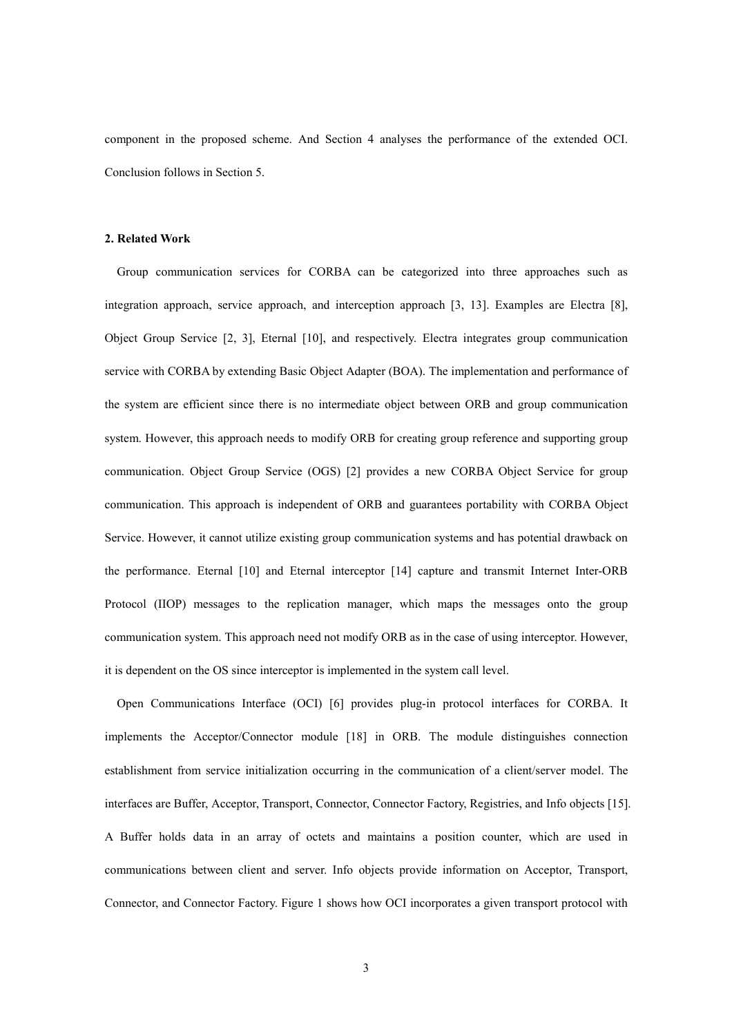component in the proposed scheme. And Section 4 analyses the performance of the extended OCI. Conclusion follows in Section 5.

## 2. Related Work

Group communication services for CORBA can be categorized into three approaches such as integration approach, service approach, and interception approach [3, 13]. Examples are Electra [8], Object Group Service [2, 3], Eternal [10], and respectively. Electra integrates group communication service with CORBA by extending Basic Object Adapter (BOA). The implementation and performance of the system are efficient since there is no intermediate object between ORB and group communication system. However, this approach needs to modify ORB for creating group reference and supporting group communication. Object Group Service (OGS) [2] provides a new CORBA Object Service for group communication. This approach is independent of ORB and guarantees portability with CORBA Object Service. However, it cannot utilize existing group communication systems and has potential drawback on the performance. Eternal [10] and Eternal interceptor [14] capture and transmit Internet Inter-ORB Protocol (IIOP) messages to the replication manager, which maps the messages onto the group communication system. This approach need not modify ORB as in the case of using interceptor. However, it is dependent on the OS since interceptor is implemented in the system call level.

Open Communications Interface (OCI) [6] provides plug-in protocol interfaces for CORBA. It implements the Acceptor/Connector module [18] in ORB. The module distinguishes connection establishment from service initialization occurring in the communication of a client/server model. The interfaces are Buffer, Acceptor, Transport, Connector, Connector Factory, Registries, and Info objects [15]. A Buffer holds data in an array of octets and maintains a position counter, which are used in communications between client and server. Info objects provide information on Acceptor, Transport, Connector, and Connector Factory. Figure 1 shows how OCI incorporates a given transport protocol with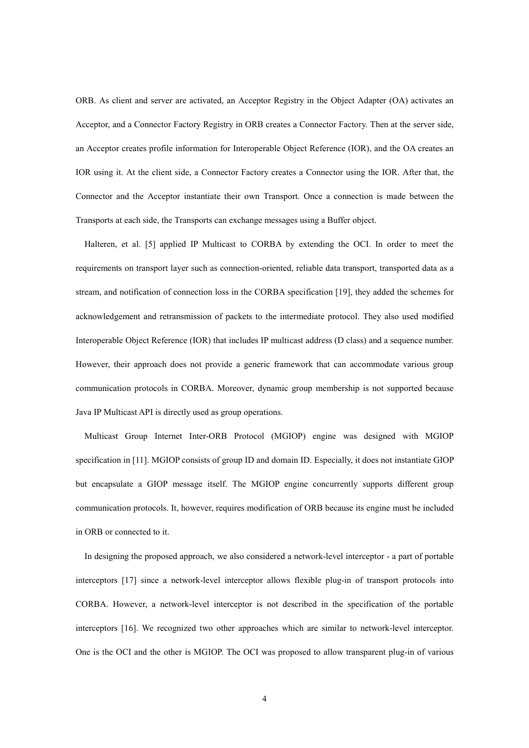ORB. As client and server are activated, an Acceptor Registry in the Object Adapter (OA) activates an Acceptor, and a Connector Factory Registry in ORB creates a Connector Factory. Then at the server side, an Acceptor creates profile information for Interoperable Object Reference (IOR), and the OA creates an IOR using it. At the client side, a Connector Factory creates a Connector using the IOR. After that, the Connector and the Acceptor instantiate their own Transport. Once a connection is made between the Transports at each side, the Transports can exchange messages using a Buffer object.

Halteren, et al. [5] applied IP Multicast to CORBA by extending the OCI. In order to meet the requirements on transport layer such as connection-oriented, reliable data transport, transported data as a stream, and notification of connection loss in the CORBA specification [19], they added the schemes for acknowledgement and retransmission of packets to the intermediate protocol. They also used modified Interoperable Object Reference (IOR) that includes IP multicast address (D class) and a sequence number. However, their approach does not provide a generic framework that can accommodate various group communication protocols in CORBA. Moreover, dynamic group membership is not supported because Java IP Multicast API is directly used as group operations.

Multicast Group Internet Inter-ORB Protocol (MGIOP) engine was designed with MGIOP specification in [11]. MGIOP consists of group ID and domain ID. Especially, it does not instantiate GIOP but encapsulate a GIOP message itself. The MGIOP engine concurrently supports different group communication protocols. It, however, requires modification of ORB because its engine must be included in ORB or connected to it.

In designing the proposed approach, we also considered a network-level interceptor - a part of portable interceptors [17] since a network-level interceptor allows flexible plug-in of transport protocols into CORBA. However, a network-level interceptor is not described in the specification of the portable interceptors [16]. We recognized two other approaches which are similar to network-level interceptor. One is the OCI and the other is MGIOP. The OCI was proposed to allow transparent plug-in of various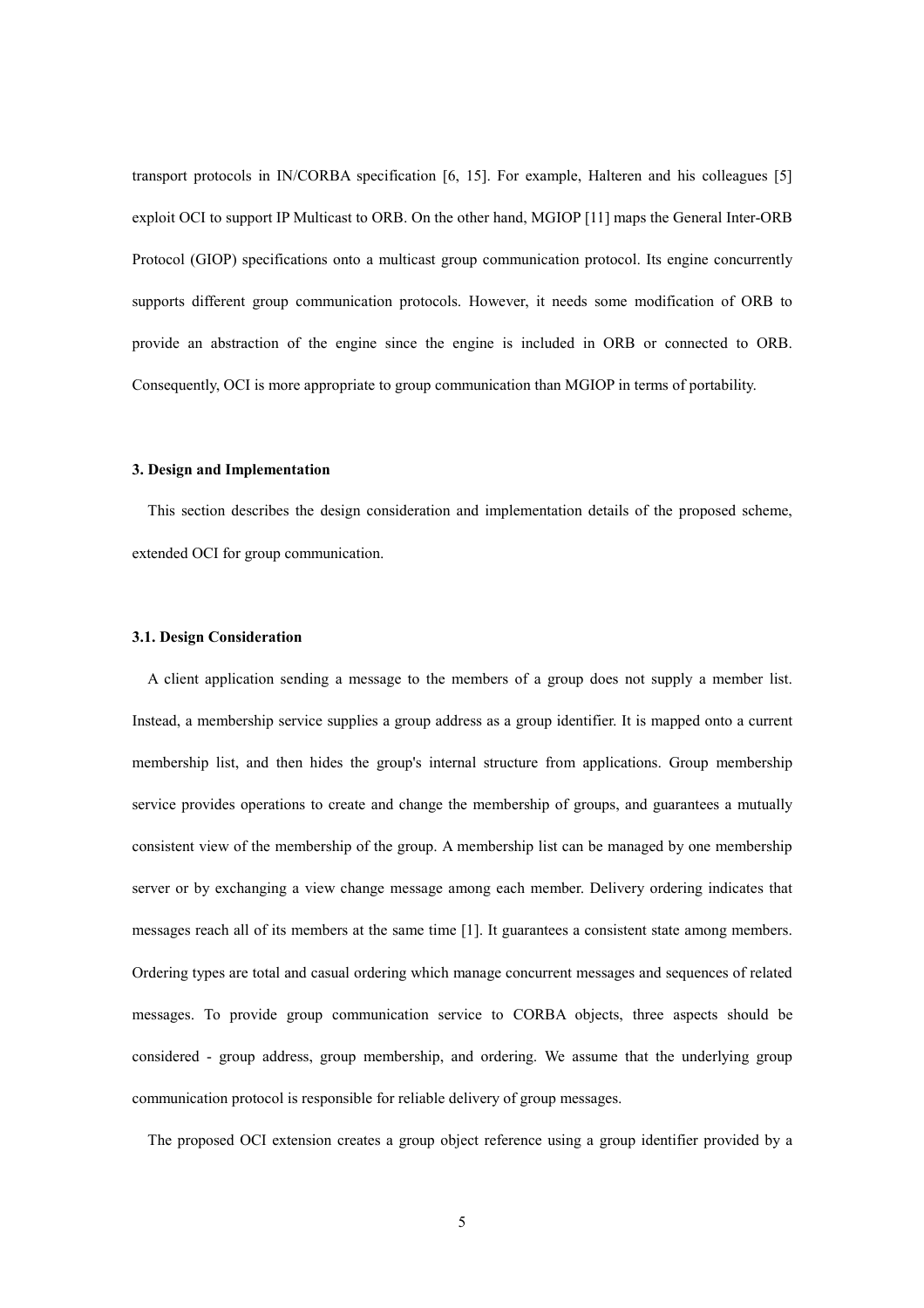transport protocols in IN/CORBA specification [6, 15]. For example, Halteren and his colleagues [5] exploit OCI to support IP Multicast to ORB. On the other hand, MGIOP [11] maps the General Inter-ORB Protocol (GIOP) specifications onto a multicast group communication protocol. Its engine concurrently supports different group communication protocols. However, it needs some modification of ORB to provide an abstraction of the engine since the engine is included in ORB or connected to ORB. Consequently, OCI is more appropriate to group communication than MGIOP in terms of portability.

### 3. Design and Implementation

This section describes the design consideration and implementation details of the proposed scheme, extended OCI for group communication.

#### 3.1. Design Consideration

A client application sending a message to the members of a group does not supply a member list. Instead, a membership service supplies a group address as a group identifier. It is mapped onto a current membership list, and then hides the group's internal structure from applications. Group membership service provides operations to create and change the membership of groups, and guarantees a mutually consistent view of the membership of the group. A membership list can be managed by one membership server or by exchanging a view change message among each member. Delivery ordering indicates that messages reach all of its members at the same time [1]. It guarantees a consistent state among members. Ordering types are total and casual ordering which manage concurrent messages and sequences of related messages. To provide group communication service to CORBA objects, three aspects should be considered - group address, group membership, and ordering. We assume that the underlying group communication protocol is responsible for reliable delivery of group messages.

The proposed OCI extension creates a group object reference using a group identifier provided by a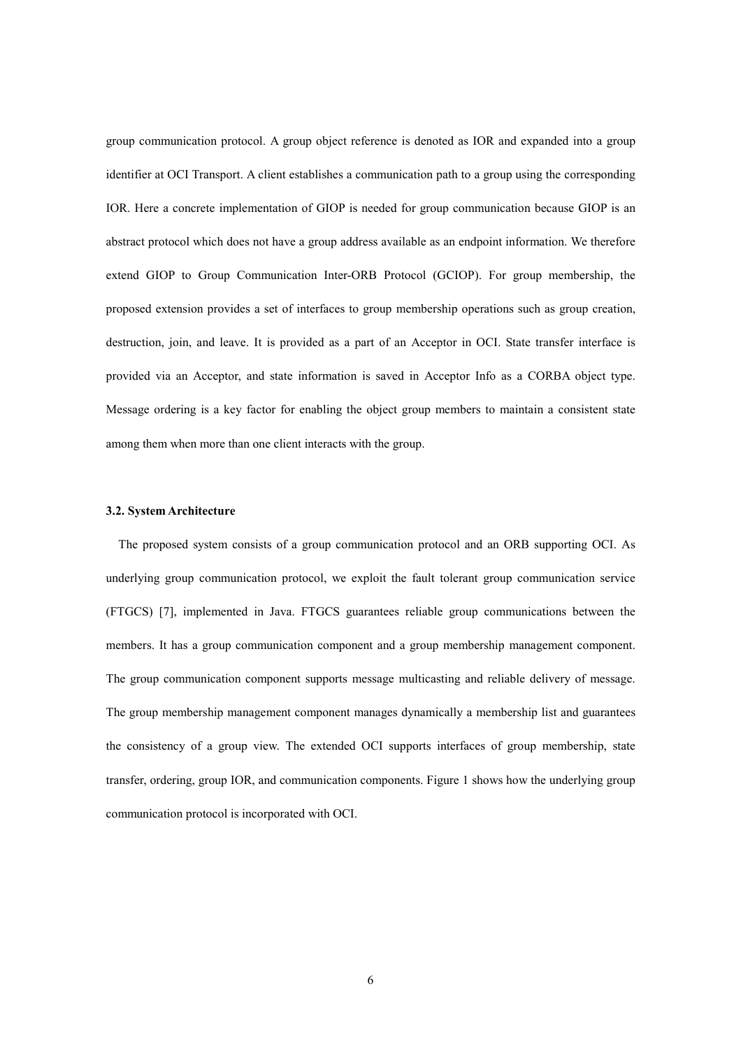group communication protocol. A group object reference is denoted as IOR and expanded into a group identifier at OCI Transport. A client establishes a communication path to a group using the corresponding IOR. Here a concrete implementation of GIOP is needed for group communication because GIOP is an abstract protocol which does not have a group address available as an endpoint information. We therefore extend GIOP to Group Communication Inter-ORB Protocol (GCIOP). For group membership, the proposed extension provides a set of interfaces to group membership operations such as group creation, destruction, join, and leave. It is provided as a part of an Acceptor in OCI. State transfer interface is provided via an Acceptor, and state information is saved in Acceptor Info as a CORBA object type. Message ordering is a key factor for enabling the object group members to maintain a consistent state among them when more than one client interacts with the group.

### 3.2. System Architecture

The proposed system consists of a group communication protocol and an ORB supporting OCI. As underlying group communication protocol, we exploit the fault tolerant group communication service (FTGCS) [7], implemented in Java. FTGCS guarantees reliable group communications between the members. It has a group communication component and a group membership management component. The group communication component supports message multicasting and reliable delivery of message. The group membership management component manages dynamically a membership list and guarantees the consistency of a group view. The extended OCI supports interfaces of group membership, state transfer, ordering, group IOR, and communication components. Figure 1 shows how the underlying group communication protocol is incorporated with OCI.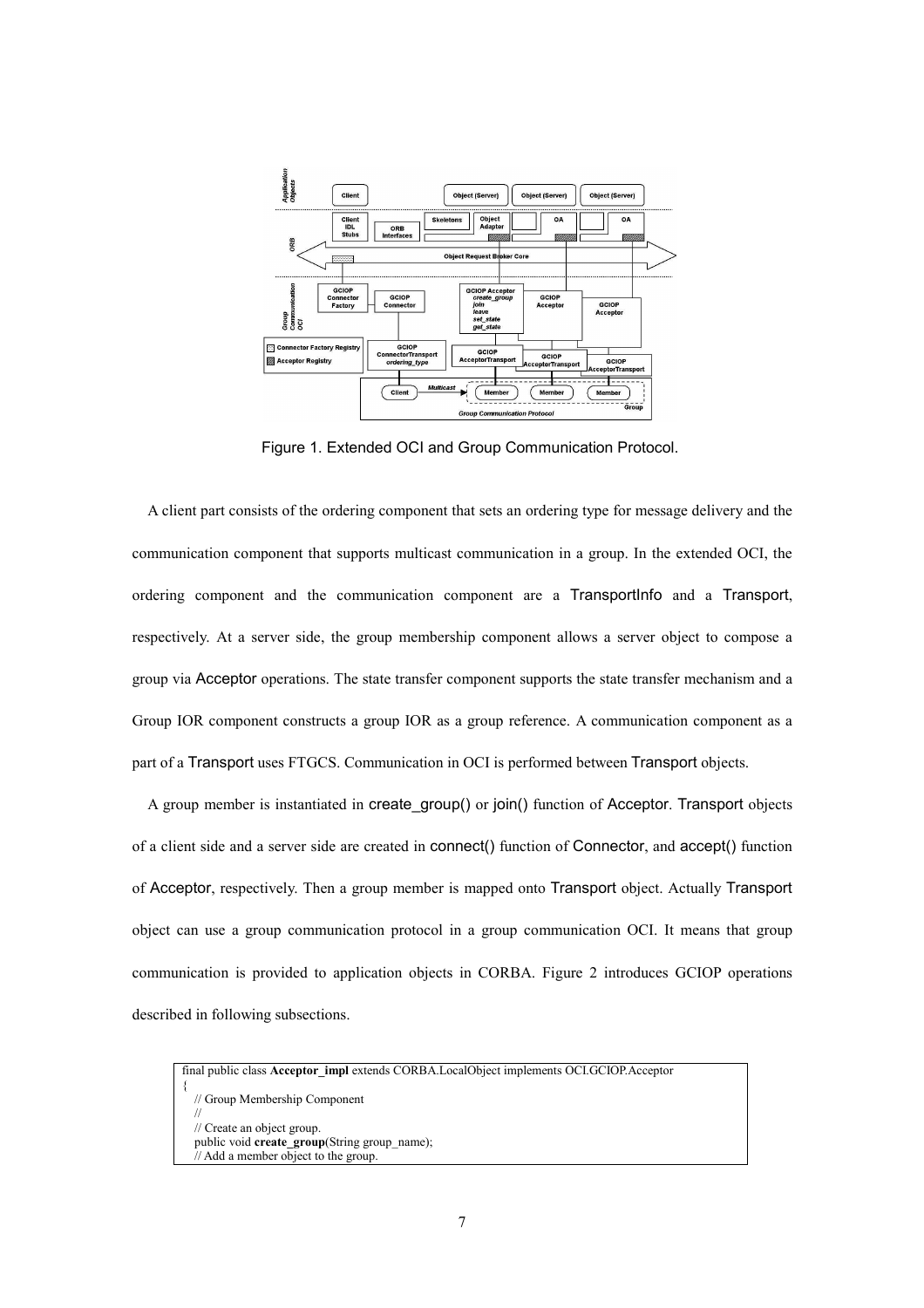Figure 1. Extended OCI and Group Communication Protocol.

A client part consists of the ordering component that sets an ordering type for message delivery and the communication component that supports multicast communication in a group. In the extended OCI, the ordering component and the communication component are a TransportInfo and a Transport, respectively. At a server side, the group membership component allows a server object to compose a group via Acceptor operations. The state transfer component supports the state transfer mechanism and a Group IOR component constructs a group IOR as a group reference. A communication component as a part of a Transport uses FTGCS. Communication in OCI is performed between Transport objects.

A group member is instantiated in create_group() or join() function of Acceptor. Transport objects of a client side and a server side are created in connect() function of Connector, and accept() function of Acceptor, respectively. Then a group member is mapped onto Transport object. Actually Transport object can use a group communication protocol in a group communication OCI. It means that group communication is provided to application objects in CORBA. Figure 2 introduces GCIOP operations described in following subsections.

```
final public class Acceptor_impl extends CORBA.LocalObject implements OCI.GCIOP.Acceptor
{
   // Group Membership Component
   //
   // Create an object group.
   public void create_group(String group_name);
   // Add a member object to the group.
```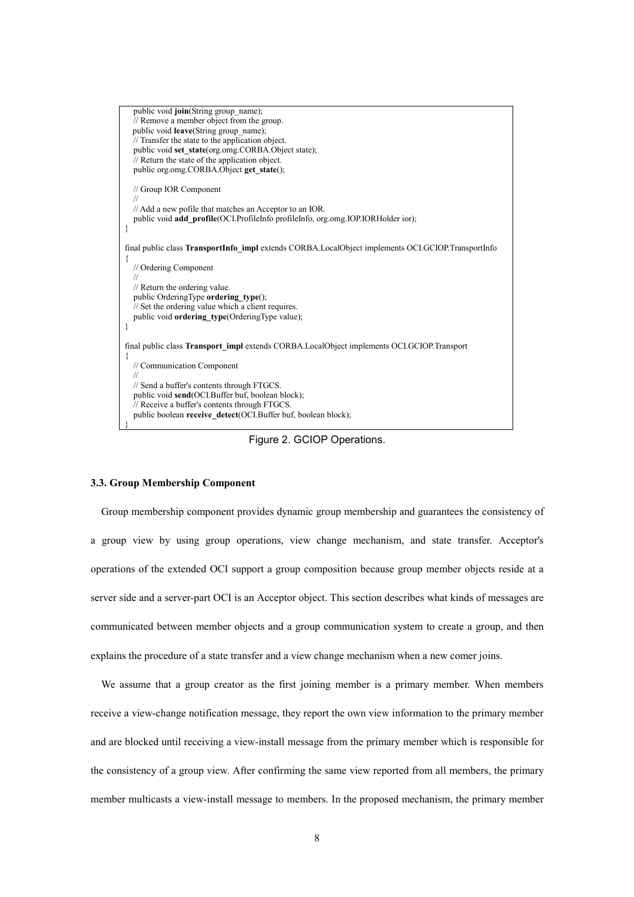```
    public void join(String group_name);
    // Remove a member object from the group.
    public void leave(String group_name);
    // Transfer the state to the application object.
    public void set_state(org.omg.CORBA.Object state);
    // Return the state of the application object.
    public org.omg.CORBA.Object get_state();

    // Group IOR Component
    //
    // Add a new pofile that matches an Acceptor to an IOR.
    public void add_profile(OCI.ProfileInfo profileInfo, org.omg.IOP.IORHolder ior);
}

final public class TransportInfo_impl extends CORBA.LocalObject implements OCI.GCIOP.TransportInfo
{
    // Ordering Component
    //
    // Return the ordering value.
    public OrderingType ordering_type();
    // Set the ordering value which a client requires.
    public void ordering_type(OrderingType value);
}

final public class Transport_impl extends CORBA.LocalObject implements OCI.GCIOP.Transport
{
    // Communication Component
    //
    // Send a buffer's contents through FTGCS.
    public void send(OCI.Buffer buf, boolean block);
    // Receive a buffer's contents through FTGCS.
    public boolean receive_detect(OCI.Buffer buf, boolean block);
}
```

Figure 2. GCIOP Operations.

### 3.3. Group Membership Component

Group membership component provides dynamic group membership and guarantees the consistency of a group view by using group operations, view change mechanism, and state transfer. Acceptor's operations of the extended OCI support a group composition because group member objects reside at a server side and a server-part OCI is an Acceptor object. This section describes what kinds of messages are communicated between member objects and a group communication system to create a group, and then explains the procedure of a state transfer and a view change mechanism when a new comer joins.

We assume that a group creator as the first joining member is a primary member. When members receive a view-change notification message, they report the own view information to the primary member and are blocked until receiving a view-install message from the primary member which is responsible for the consistency of a group view. After confirming the same view reported from all members, the primary member multicasts a view-install message to members. In the proposed mechanism, the primary member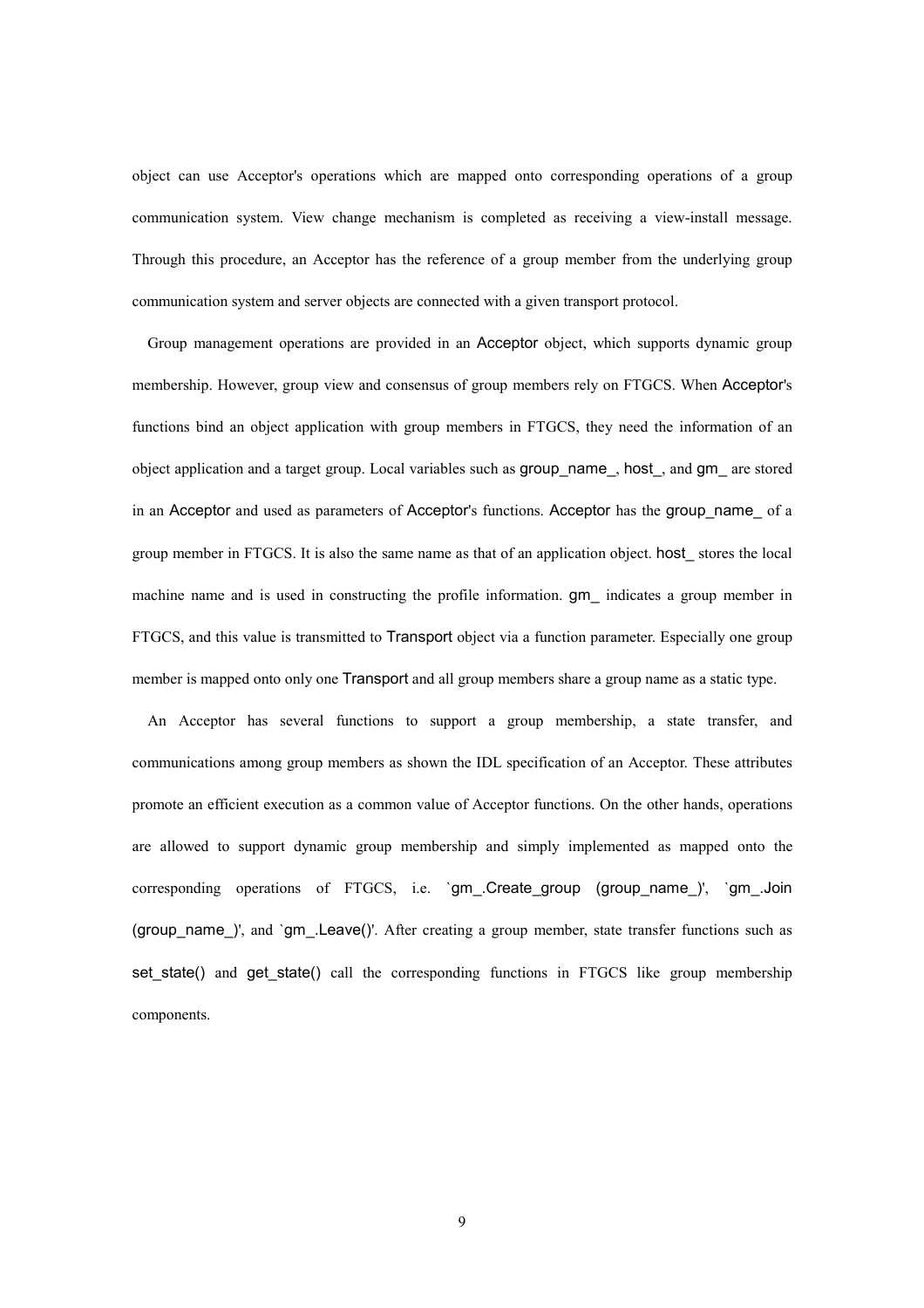object can use Acceptor's operations which are mapped onto corresponding operations of a group communication system. View change mechanism is completed as receiving a view-install message. Through this procedure, an Acceptor has the reference of a group member from the underlying group communication system and server objects are connected with a given transport protocol.

Group management operations are provided in an Acceptor object, which supports dynamic group membership. However, group view and consensus of group members rely on FTGCS. When Acceptor's functions bind an object application with group members in FTGCS, they need the information of an object application and a target group. Local variables such as group_name_, host_, and gm_ are stored in an Acceptor and used as parameters of Acceptor's functions. Acceptor has the group_name_ of a group member in FTGCS. It is also the same name as that of an application object. host_ stores the local machine name and is used in constructing the profile information. gm_ indicates a group member in FTGCS, and this value is transmitted to Transport object via a function parameter. Especially one group member is mapped onto only one Transport and all group members share a group name as a static type.

An Acceptor has several functions to support a group membership, a state transfer, and communications among group members as shown the IDL specification of an Acceptor. These attributes promote an efficient execution as a common value of Acceptor functions. On the other hands, operations are allowed to support dynamic group membership and simply implemented as mapped onto the corresponding operations of FTGCS, i.e. `gm_.Create_group (group_name_)', `gm_.Join (group_name_)', and `gm_.Leave()'. After creating a group member, state transfer functions such as set_state() and get_state() call the corresponding functions in FTGCS like group membership components.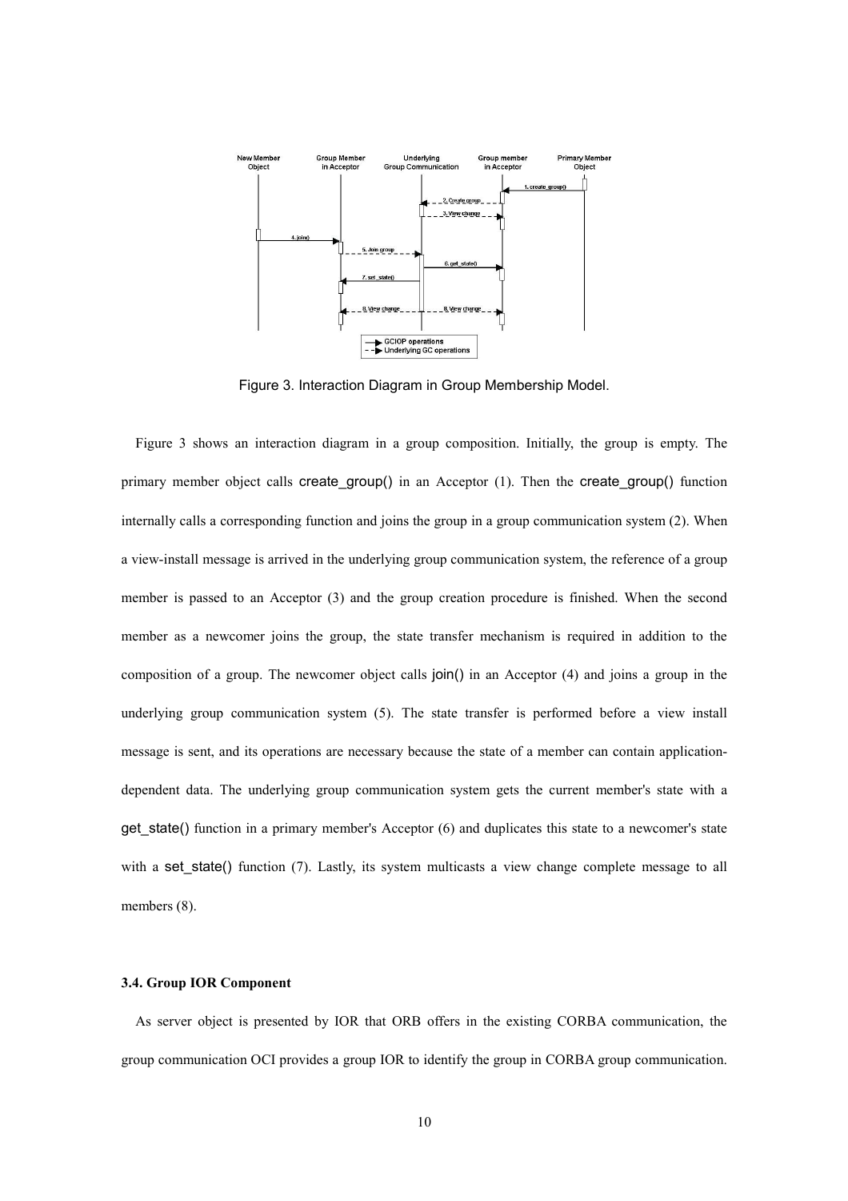Figure 3. Interaction Diagram in Group Membership Model.

Figure 3 shows an interaction diagram in a group composition. Initially, the group is empty. The primary member object calls create_group() in an Acceptor (1). Then the create_group() function internally calls a corresponding function and joins the group in a group communication system (2). When a view-install message is arrived in the underlying group communication system, the reference of a group member is passed to an Acceptor (3) and the group creation procedure is finished. When the second member as a newcomer joins the group, the state transfer mechanism is required in addition to the composition of a group. The newcomer object calls join() in an Acceptor (4) and joins a group in the underlying group communication system (5). The state transfer is performed before a view install message is sent, and its operations are necessary because the state of a member can contain application-dependent data. The underlying group communication system gets the current member's state with a get_state() function in a primary member's Acceptor (6) and duplicates this state to a newcomer's state with a set_state() function (7). Lastly, its system multicasts a view change complete message to all members (8).

### 3.4. Group IOR Component

As server object is presented by IOR that ORB offers in the existing CORBA communication, the group communication OCI provides a group IOR to identify the group in CORBA group communication.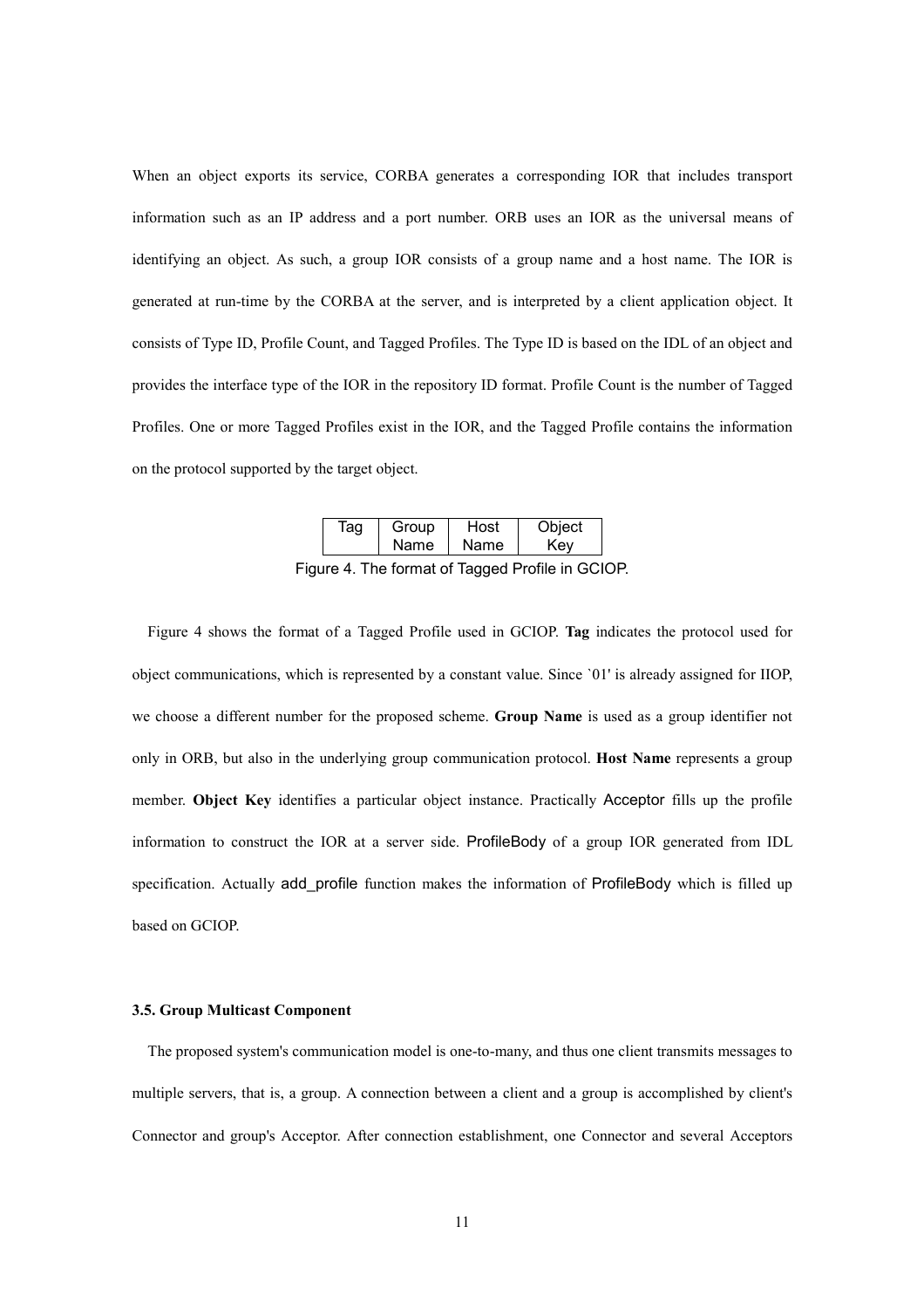When an object exports its service, CORBA generates a corresponding IOR that includes transport information such as an IP address and a port number. ORB uses an IOR as the universal means of identifying an object. As such, a group IOR consists of a group name and a host name. The IOR is generated at run-time by the CORBA at the server, and is interpreted by a client application object. It consists of Type ID, Profile Count, and Tagged Profiles. The Type ID is based on the IDL of an object and provides the interface type of the IOR in the repository ID format. Profile Count is the number of Tagged Profiles. One or more Tagged Profiles exist in the IOR, and the Tagged Profile contains the information on the protocol supported by the target object.

| Tag | Group Name | Host Name | Object Key |
|---|---|---|---|

Figure 4. The format of Tagged Profile in GCIOP.

Figure 4 shows the format of a Tagged Profile used in GCIOP. **Tag** indicates the protocol used for object communications, which is represented by a constant value. Since `01' is already assigned for IIOP, we choose a different number for the proposed scheme. **Group Name** is used as a group identifier not only in ORB, but also in the underlying group communication protocol. **Host Name** represents a group member. **Object Key** identifies a particular object instance. Practically Acceptor fills up the profile information to construct the IOR at a server side. ProfileBody of a group IOR generated from IDL specification. Actually add_profile function makes the information of ProfileBody which is filled up based on GCIOP.

### 3.5. Group Multicast Component

The proposed system's communication model is one-to-many, and thus one client transmits messages to multiple servers, that is, a group. A connection between a client and a group is accomplished by client's Connector and group's Acceptor. After connection establishment, one Connector and several Acceptors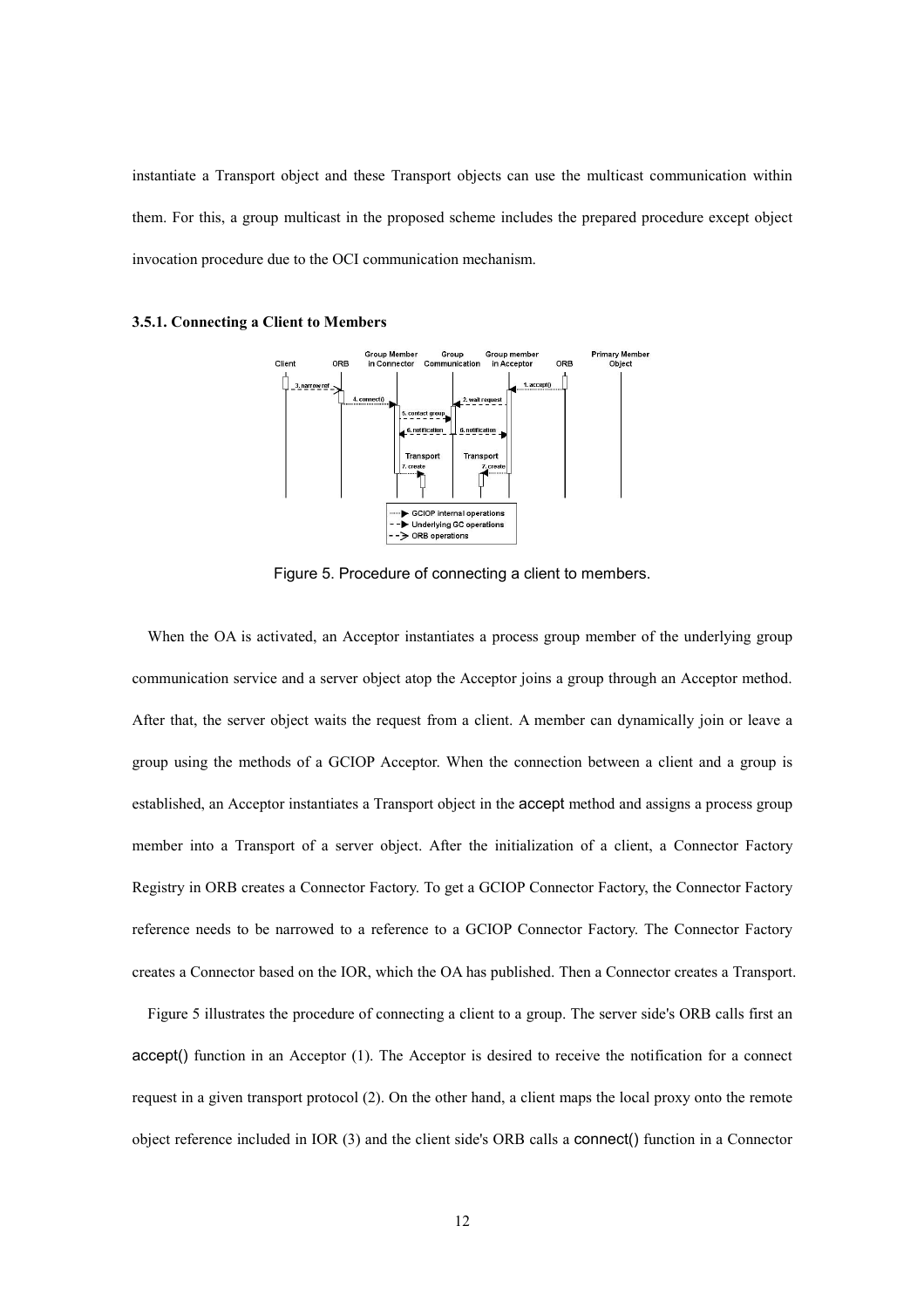instantiate a Transport object and these Transport objects can use the multicast communication within them. For this, a group multicast in the proposed scheme includes the prepared procedure except object invocation procedure due to the OCI communication mechanism.

### 3.5.1. Connecting a Client to Members

Figure 5. Procedure of connecting a client to members.

When the OA is activated, an Acceptor instantiates a process group member of the underlying group communication service and a server object atop the Acceptor joins a group through an Acceptor method. After that, the server object waits the request from a client. A member can dynamically join or leave a group using the methods of a GCIOP Acceptor. When the connection between a client and a group is established, an Acceptor instantiates a Transport object in the accept method and assigns a process group member into a Transport of a server object. After the initialization of a client, a Connector Factory Registry in ORB creates a Connector Factory. To get a GCIOP Connector Factory, the Connector Factory reference needs to be narrowed to a reference to a GCIOP Connector Factory. The Connector Factory creates a Connector based on the IOR, which the OA has published. Then a Connector creates a Transport.

Figure 5 illustrates the procedure of connecting a client to a group. The server side's ORB calls first an accept() function in an Acceptor (1). The Acceptor is desired to receive the notification for a connect request in a given transport protocol (2). On the other hand, a client maps the local proxy onto the remote object reference included in IOR (3) and the client side's ORB calls a connect() function in a Connector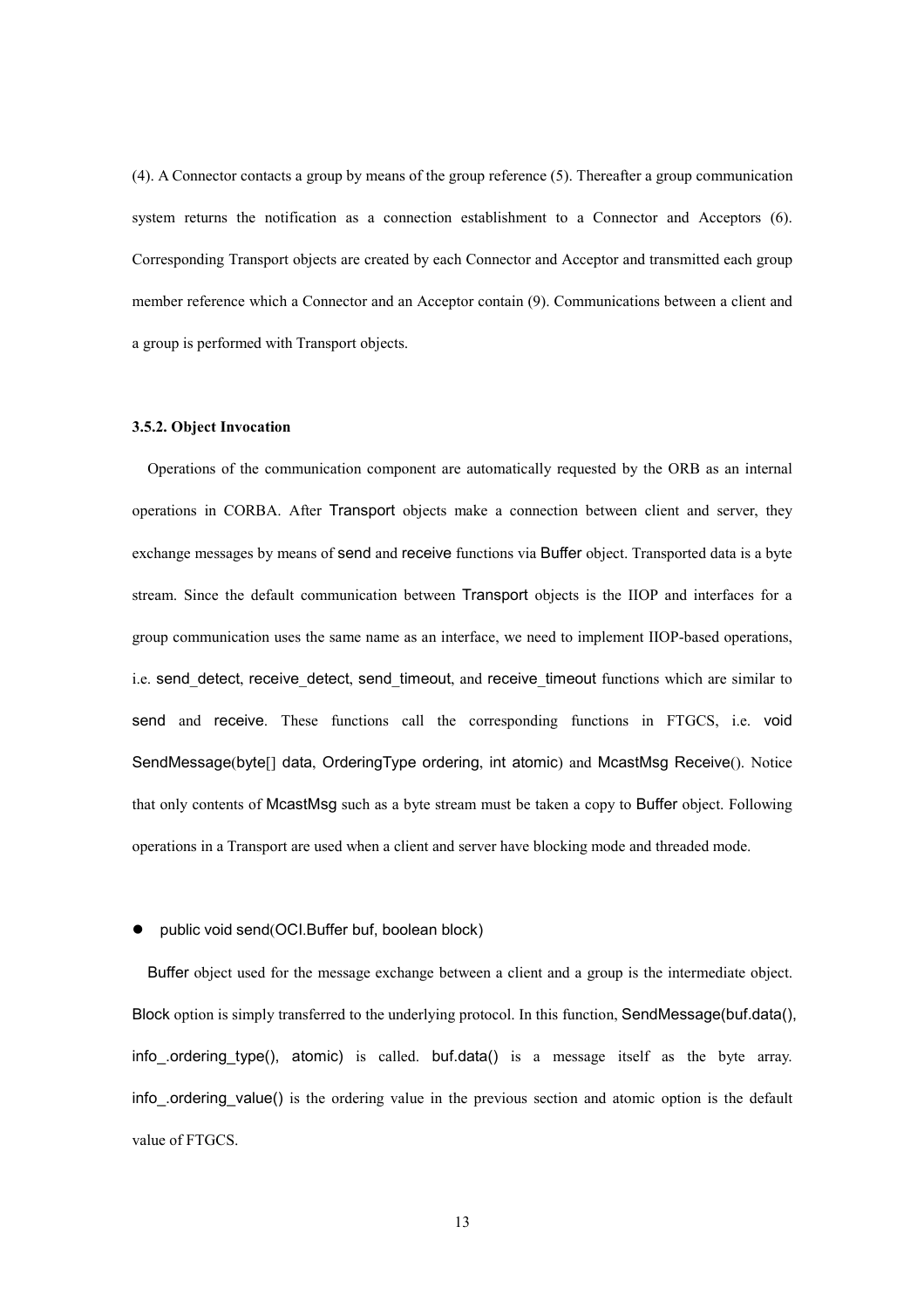(4). A Connector contacts a group by means of the group reference (5). Thereafter a group communication system returns the notification as a connection establishment to a Connector and Acceptors (6). Corresponding Transport objects are created by each Connector and Acceptor and transmitted each group member reference which a Connector and an Acceptor contain (9). Communications between a client and a group is performed with Transport objects.

### 3.5.2. Object Invocation

Operations of the communication component are automatically requested by the ORB as an internal operations in CORBA. After Transport objects make a connection between client and server, they exchange messages by means of send and receive functions via Buffer object. Transported data is a byte stream. Since the default communication between Transport objects is the IIOP and interfaces for a group communication uses the same name as an interface, we need to implement IIOP-based operations, i.e. send_detect, receive_detect, send_timeout, and receive_timeout functions which are similar to send and receive. These functions call the corresponding functions in FTGCS, i.e. void SendMessage(byte[] data, OrderingType ordering, int atomic) and McastMsg Receive(). Notice that only contents of McastMsg such as a byte stream must be taken a copy to Buffer object. Following operations in a Transport are used when a client and server have blocking mode and threaded mode.

- public void send(OCI.Buffer buf, boolean block)

Buffer object used for the message exchange between a client and a group is the intermediate object. Block option is simply transferred to the underlying protocol. In this function, SendMessage(buf.data(), info_.ordering_type(), atomic) is called. buf.data() is a message itself as the byte array. info_.ordering_value() is the ordering value in the previous section and atomic option is the default value of FTGCS.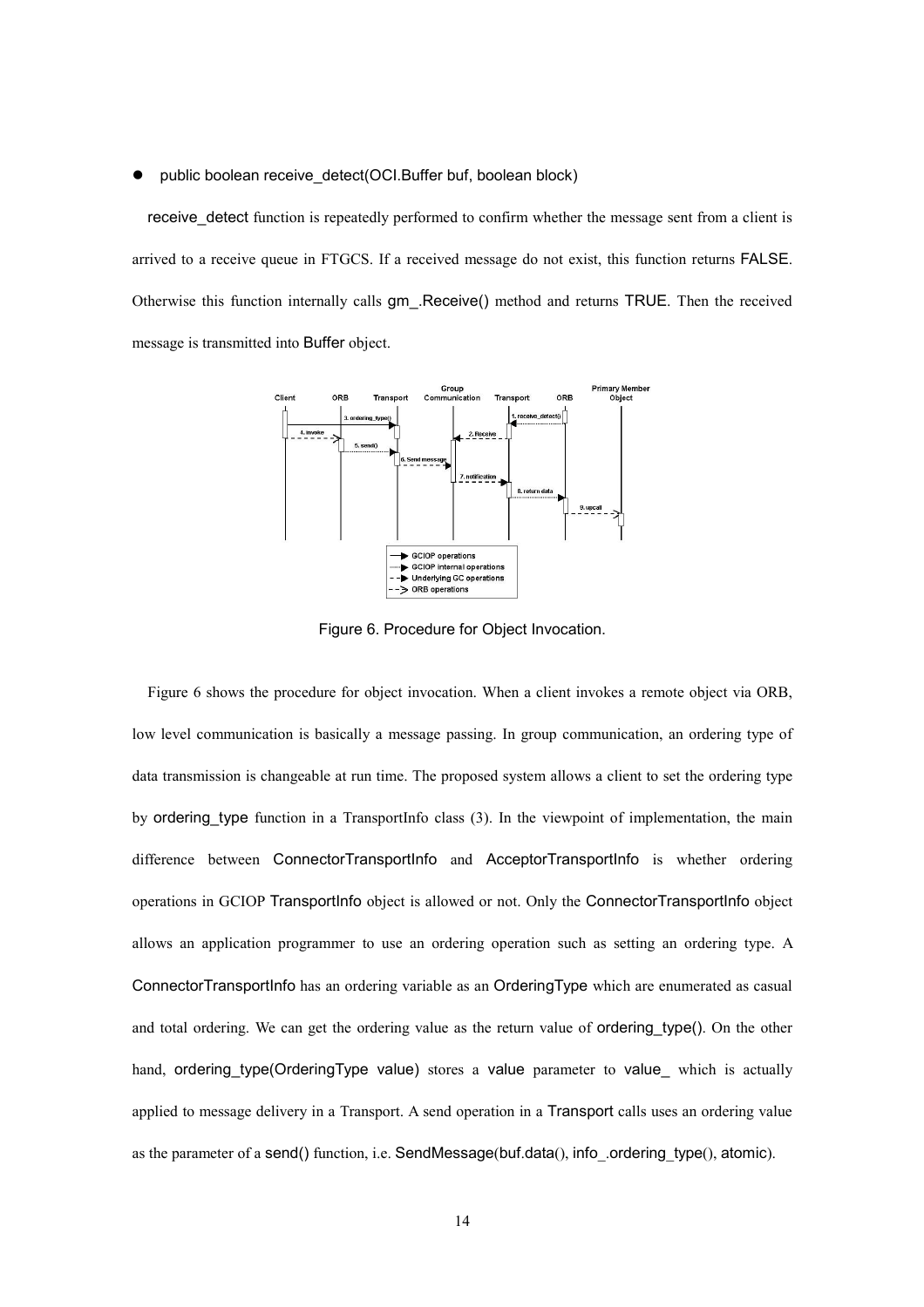- public boolean receive_detect(OCI.Buffer buf, boolean block)

receive_detect function is repeatedly performed to confirm whether the message sent from a client is arrived to a receive queue in FTGCS. If a received message do not exist, this function returns FALSE. Otherwise this function internally calls gm_.Receive() method and returns TRUE. Then the received message is transmitted into Buffer object.

Figure 6. Procedure for Object Invocation.

Figure 6 shows the procedure for object invocation. When a client invokes a remote object via ORB, low level communication is basically a message passing. In group communication, an ordering type of data transmission is changeable at run time. The proposed system allows a client to set the ordering type by ordering_type function in a TransportInfo class (3). In the viewpoint of implementation, the main difference between ConnectorTransportInfo and AcceptorTransportInfo is whether ordering operations in GCIOP TransportInfo object is allowed or not. Only the ConnectorTransportInfo object allows an application programmer to use an ordering operation such as setting an ordering type. A ConnectorTransportInfo has an ordering variable as an OrderingType which are enumerated as casual and total ordering. We can get the ordering value as the return value of ordering_type(). On the other hand, ordering_type(OrderingType value) stores a value parameter to value_ which is actually applied to message delivery in a Transport. A send operation in a Transport calls uses an ordering value as the parameter of a send() function, i.e. SendMessage(buf.data(), info_.ordering_type(), atomic).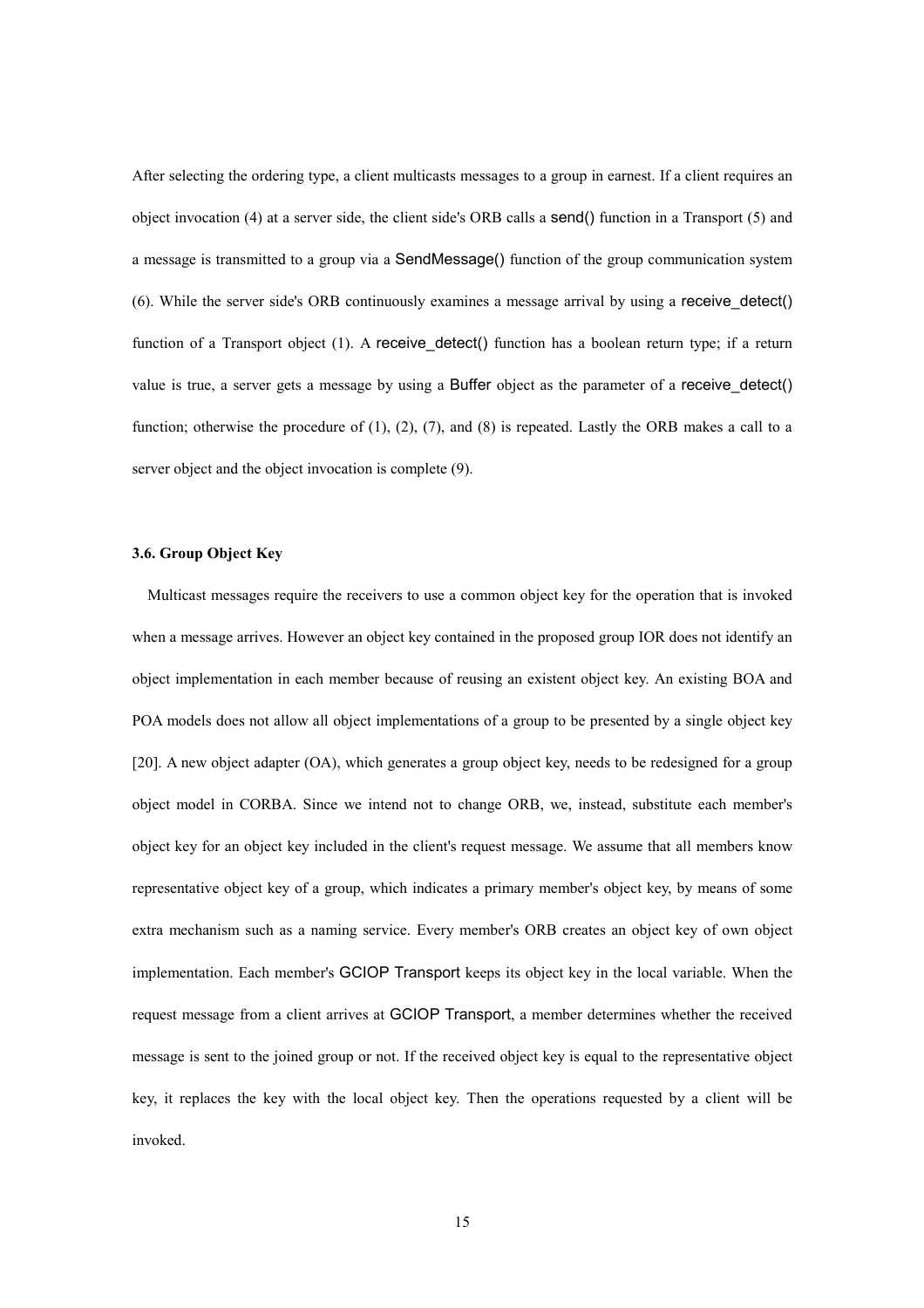After selecting the ordering type, a client multicasts messages to a group in earnest. If a client requires an object invocation (4) at a server side, the client side's ORB calls a send() function in a Transport (5) and a message is transmitted to a group via a SendMessage() function of the group communication system (6). While the server side's ORB continuously examines a message arrival by using a receive_detect() function of a Transport object (1). A receive_detect() function has a boolean return type; if a return value is true, a server gets a message by using a Buffer object as the parameter of a receive_detect() function; otherwise the procedure of (1), (2), (7), and (8) is repeated. Lastly the ORB makes a call to a server object and the object invocation is complete (9).

### 3.6. Group Object Key

Multicast messages require the receivers to use a common object key for the operation that is invoked when a message arrives. However an object key contained in the proposed group IOR does not identify an object implementation in each member because of reusing an existent object key. An existing BOA and POA models does not allow all object implementations of a group to be presented by a single object key [20]. A new object adapter (OA), which generates a group object key, needs to be redesigned for a group object model in CORBA. Since we intend not to change ORB, we, instead, substitute each member's object key for an object key included in the client's request message. We assume that all members know representative object key of a group, which indicates a primary member's object key, by means of some extra mechanism such as a naming service. Every member's ORB creates an object key of own object implementation. Each member's GCIOP Transport keeps its object key in the local variable. When the request message from a client arrives at GCIOP Transport, a member determines whether the received message is sent to the joined group or not. If the received object key is equal to the representative object key, it replaces the key with the local object key. Then the operations requested by a client will be invoked.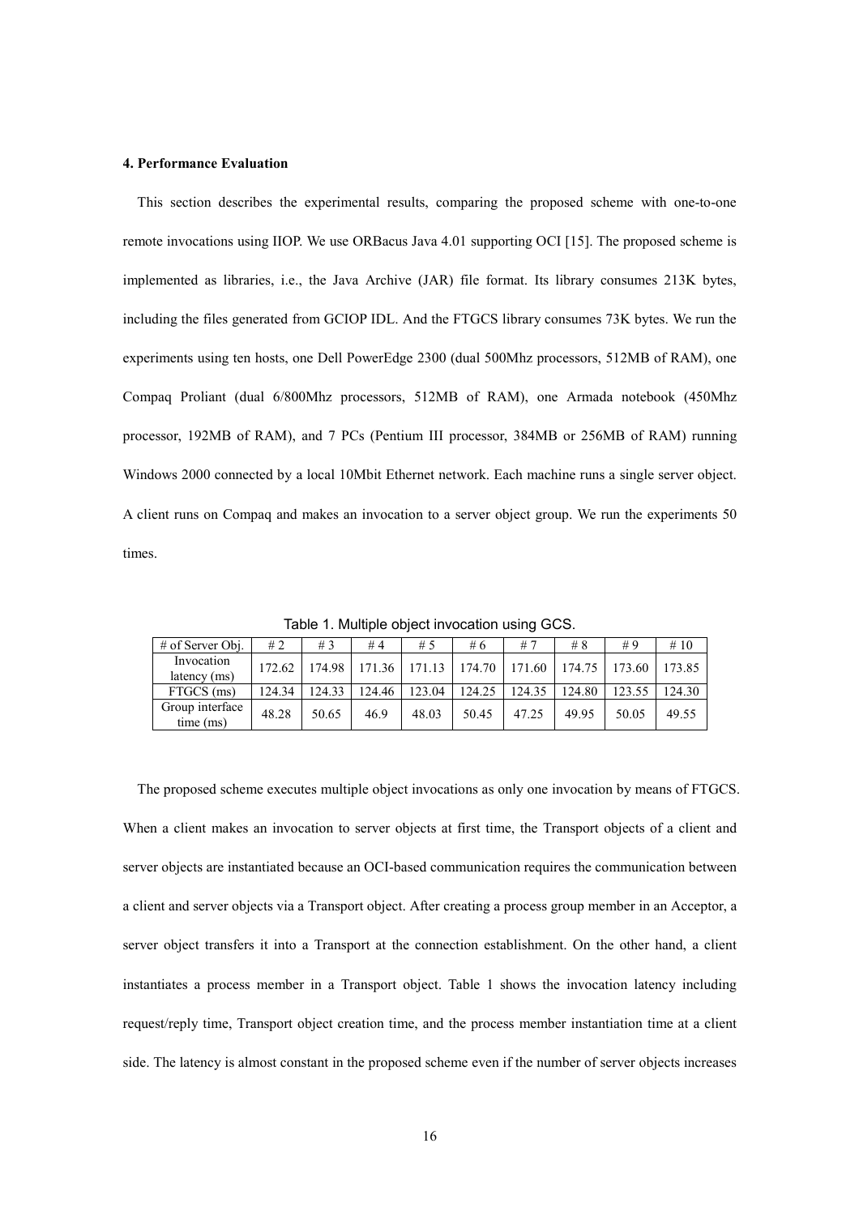#### 4. Performance Evaluation

This section describes the experimental results, comparing the proposed scheme with one-to-one remote invocations using IIOP. We use ORBacus Java 4.01 supporting OCI [15]. The proposed scheme is implemented as libraries, i.e., the Java Archive (JAR) file format. Its library consumes 213K bytes, including the files generated from GCIOP IDL. And the FTGCS library consumes 73K bytes. We run the experiments using ten hosts, one Dell PowerEdge 2300 (dual 500Mhz processors, 512MB of RAM), one Compaq Proliant (dual 6/800Mhz processors, 512MB of RAM), one Armada notebook (450Mhz processor, 192MB of RAM), and 7 PCs (Pentium III processor, 384MB or 256MB of RAM) running Windows 2000 connected by a local 10Mbit Ethernet network. Each machine runs a single server object. A client runs on Compaq and makes an invocation to a server object group. We run the experiments 50 times.

Table 1. Multiple object invocation using GCS.

| # of Server Obj. | # 2 | # 3 | # 4 | # 5 | # 6 | # 7 | # 8 | # 9 | # 10 |
|---|---|---|---|---|---|---|---|---|---|
| Invocation latency (ms) | 172.62 | 174.98 | 171.36 | 171.13 | 174.70 | 171.60 | 174.75 | 173.60 | 173.85 |
| FTGCS (ms) | 124.34 | 124.33 | 124.46 | 123.04 | 124.25 | 124.35 | 124.80 | 123.55 | 124.30 |
| Group interface time (ms) | 48.28 | 50.65 | 46.9 | 48.03 | 50.45 | 47.25 | 49.95 | 50.05 | 49.55 |

The proposed scheme executes multiple object invocations as only one invocation by means of FTGCS. When a client makes an invocation to server objects at first time, the Transport objects of a client and server objects are instantiated because an OCI-based communication requires the communication between a client and server objects via a Transport object. After creating a process group member in an Acceptor, a server object transfers it into a Transport at the connection establishment. On the other hand, a client instantiates a process member in a Transport object. Table 1 shows the invocation latency including request/reply time, Transport object creation time, and the process member instantiation time at a client side. The latency is almost constant in the proposed scheme even if the number of server objects increases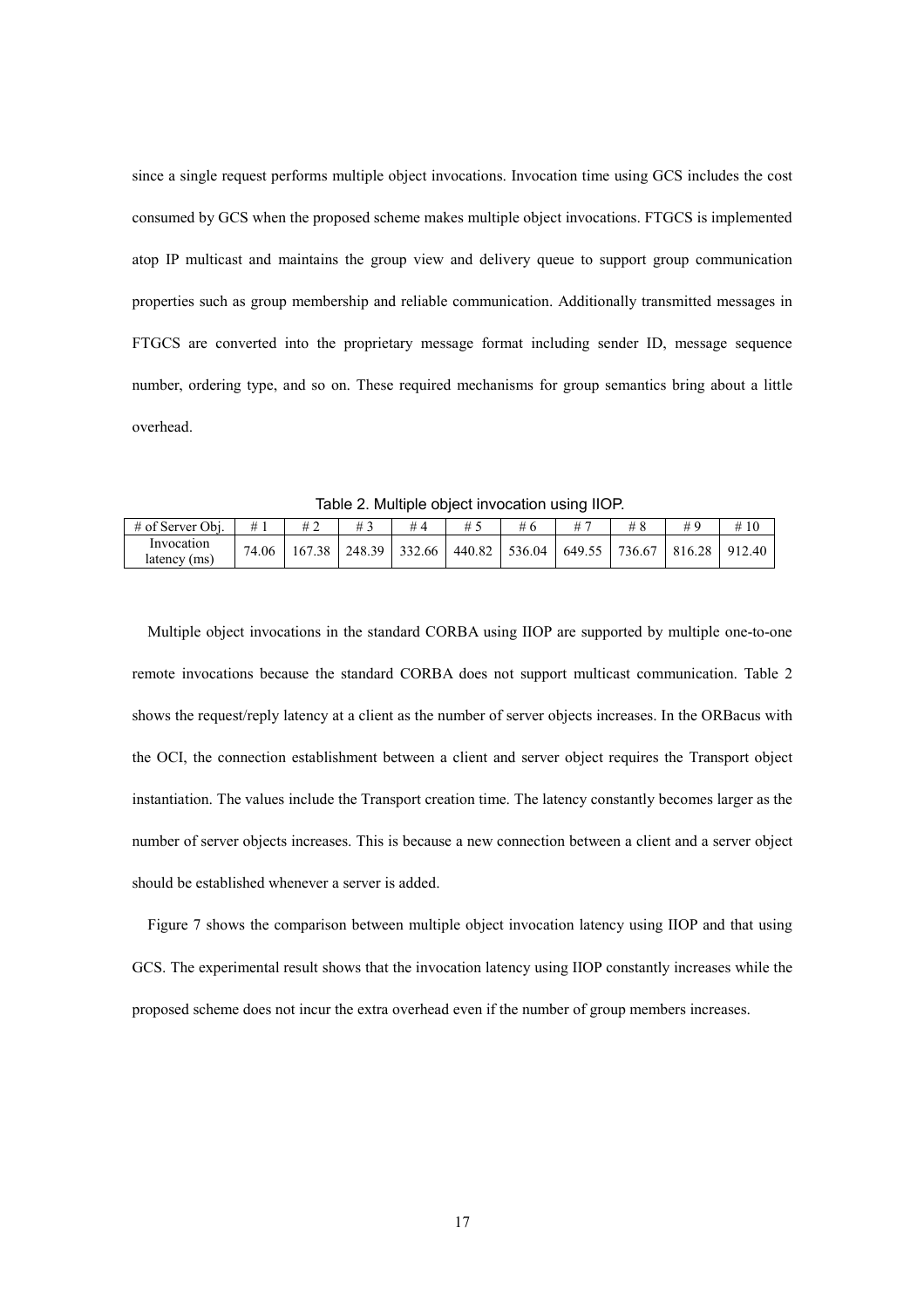since a single request performs multiple object invocations. Invocation time using GCS includes the cost consumed by GCS when the proposed scheme makes multiple object invocations. FTGCS is implemented atop IP multicast and maintains the group view and delivery queue to support group communication properties such as group membership and reliable communication. Additionally transmitted messages in FTGCS are converted into the proprietary message format including sender ID, message sequence number, ordering type, and so on. These required mechanisms for group semantics bring about a little overhead.

Table 2. Multiple object invocation using IIOP.

| # of Server Obj. | # 1 | # 2 | # 3 | # 4 | # 5 | # 6 | # 7 | # 8 | # 9 | # 10 |
|---|---|---|---|---|---|---|---|---|---|---|
| Invocation latency (ms) | 74.06 | 167.38 | 248.39 | 332.66 | 440.82 | 536.04 | 649.55 | 736.67 | 816.28 | 912.40 |

Multiple object invocations in the standard CORBA using IIOP are supported by multiple one-to-one remote invocations because the standard CORBA does not support multicast communication. Table 2 shows the request/reply latency at a client as the number of server objects increases. In the ORBacus with the OCI, the connection establishment between a client and server object requires the Transport object instantiation. The values include the Transport creation time. The latency constantly becomes larger as the number of server objects increases. This is because a new connection between a client and a server object should be established whenever a server is added.

Figure 7 shows the comparison between multiple object invocation latency using IIOP and that using GCS. The experimental result shows that the invocation latency using IIOP constantly increases while the proposed scheme does not incur the extra overhead even if the number of group members increases.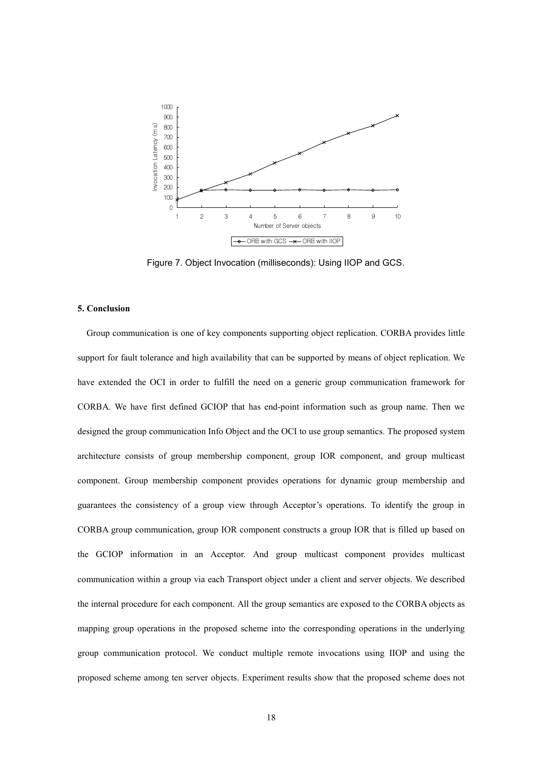Figure 7. Object Invocation (milliseconds): Using IIOP and GCS.

### 5. Conclusion

Group communication is one of key components supporting object replication. CORBA provides little support for fault tolerance and high availability that can be supported by means of object replication. We have extended the OCI in order to fulfill the need on a generic group communication framework for CORBA. We have first defined GCIOP that has end-point information such as group name. Then we designed the group communication Info Object and the OCI to use group semantics. The proposed system architecture consists of group membership component, group IOR component, and group multicast component. Group membership component provides operations for dynamic group membership and guarantees the consistency of a group view through Acceptor's operations. To identify the group in CORBA group communication, group IOR component constructs a group IOR that is filled up based on the GCIOP information in an Acceptor. And group multicast component provides multicast communication within a group via each Transport object under a client and server objects. We described the internal procedure for each component. All the group semantics are exposed to the CORBA objects as mapping group operations in the proposed scheme into the corresponding operations in the underlying group communication protocol. We conduct multiple remote invocations using IIOP and using the proposed scheme among ten server objects. Experiment results show that the proposed scheme does not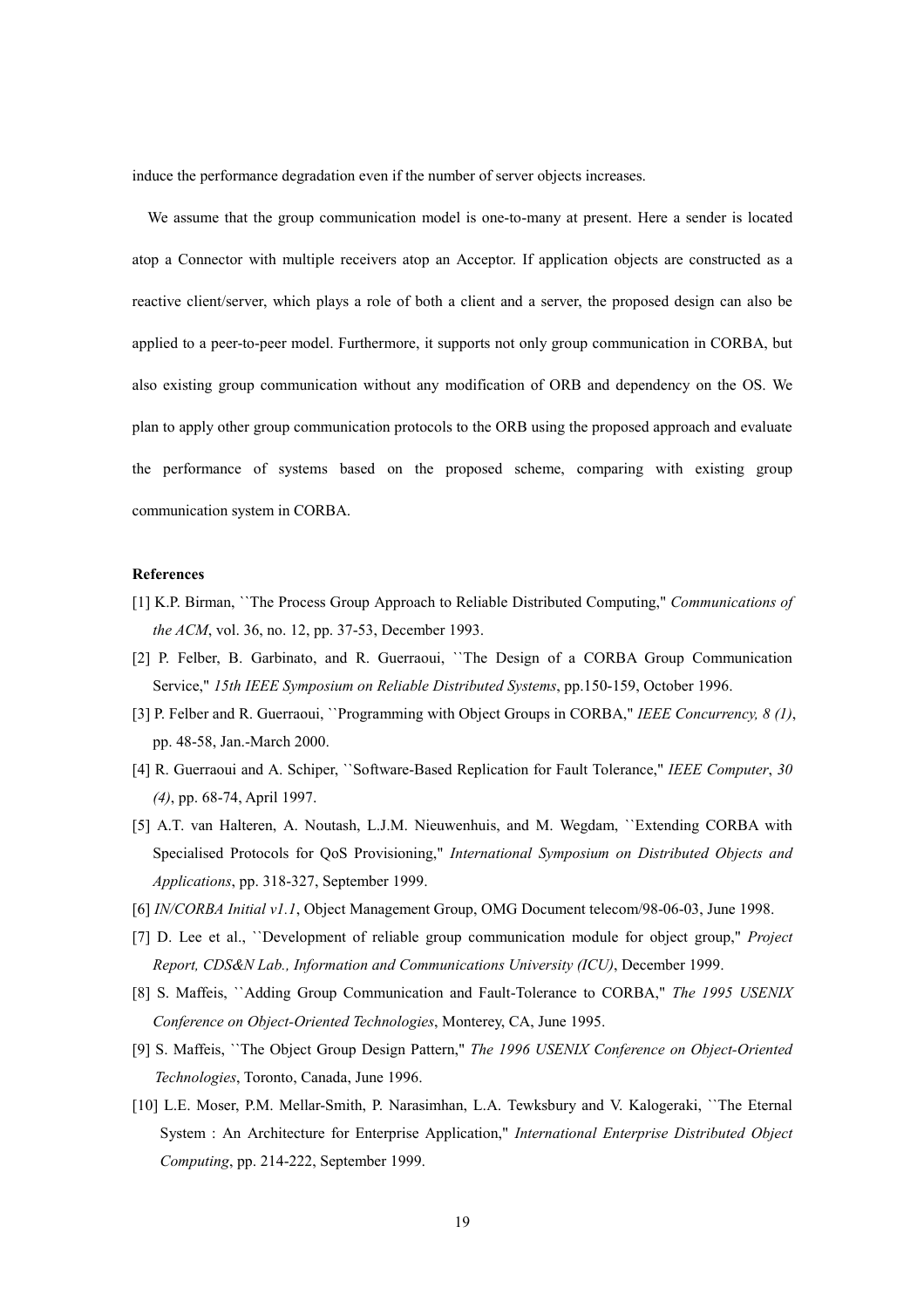induce the performance degradation even if the number of server objects increases.

We assume that the group communication model is one-to-many at present. Here a sender is located atop a Connector with multiple receivers atop an Acceptor. If application objects are constructed as a reactive client/server, which plays a role of both a client and a server, the proposed design can also be applied to a peer-to-peer model. Furthermore, it supports not only group communication in CORBA, but also existing group communication without any modification of ORB and dependency on the OS. We plan to apply other group communication protocols to the ORB using the proposed approach and evaluate the performance of systems based on the proposed scheme, comparing with existing group communication system in CORBA.

**References**

[1] K.P. Birman, ``The Process Group Approach to Reliable Distributed Computing,'' *Communications of the ACM*, vol. 36, no. 12, pp. 37-53, December 1993.

[2] P. Felber, B. Garbinato, and R. Guerraoui, ``The Design of a CORBA Group Communication Service,'' *15th IEEE Symposium on Reliable Distributed Systems*, pp.150-159, October 1996.

[3] P. Felber and R. Guerraoui, ``Programming with Object Groups in CORBA,'' *IEEE Concurrency, 8 (1)*, pp. 48-58, Jan.-March 2000.

[4] R. Guerraoui and A. Schiper, ``Software-Based Replication for Fault Tolerance,'' *IEEE Computer*, *30 (4)*, pp. 68-74, April 1997.

[5] A.T. van Halteren, A. Noutash, L.J.M. Nieuwenhuis, and M. Wegdam, ``Extending CORBA with Specialised Protocols for QoS Provisioning,'' *International Symposium on Distributed Objects and Applications*, pp. 318-327, September 1999.

[6] *IN/CORBA Initial v1.1*, Object Management Group, OMG Document telecom/98-06-03, June 1998.

[7] D. Lee et al., ``Development of reliable group communication module for object group,'' *Project Report, CDS&N Lab., Information and Communications University (ICU)*, December 1999.

[8] S. Maffeis, ``Adding Group Communication and Fault-Tolerance to CORBA,'' *The 1995 USENIX Conference on Object-Oriented Technologies*, Monterey, CA, June 1995.

[9] S. Maffeis, ``The Object Group Design Pattern,'' *The 1996 USENIX Conference on Object-Oriented Technologies*, Toronto, Canada, June 1996.

[10] L.E. Moser, P.M. Mellar-Smith, P. Narasimhan, L.A. Tewksbury and V. Kalogeraki, ``The Eternal System : An Architecture for Enterprise Application,'' *International Enterprise Distributed Object Computing*, pp. 214-222, September 1999.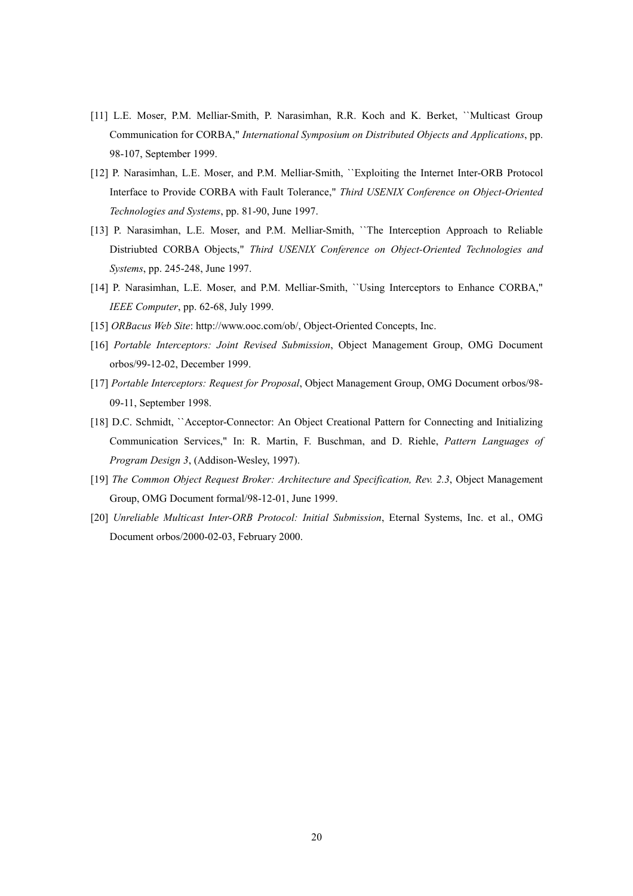[11] L.E. Moser, P.M. Melliar-Smith, P. Narasimhan, R.R. Koch and K. Berket, ``Multicast Group Communication for CORBA,'' *International Symposium on Distributed Objects and Applications*, pp. 98-107, September 1999.

[12] P. Narasimhan, L.E. Moser, and P.M. Melliar-Smith, ``Exploiting the Internet Inter-ORB Protocol Interface to Provide CORBA with Fault Tolerance,'' *Third USENIX Conference on Object-Oriented Technologies and Systems*, pp. 81-90, June 1997.

[13] P. Narasimhan, L.E. Moser, and P.M. Melliar-Smith, ``The Interception Approach to Reliable Distriubted CORBA Objects,'' *Third USENIX Conference on Object-Oriented Technologies and Systems*, pp. 245-248, June 1997.

[14] P. Narasimhan, L.E. Moser, and P.M. Melliar-Smith, ``Using Interceptors to Enhance CORBA,'' *IEEE Computer*, pp. 62-68, July 1999.

[15] *ORBacus Web Site*: http://www.ooc.com/ob/, Object-Oriented Concepts, Inc.

[16] *Portable Interceptors: Joint Revised Submission*, Object Management Group, OMG Document orbos/99-12-02, December 1999.

[17] *Portable Interceptors: Request for Proposal*, Object Management Group, OMG Document orbos/98-09-11, September 1998.

[18] D.C. Schmidt, ``Acceptor-Connector: An Object Creational Pattern for Connecting and Initializing Communication Services,'' In: R. Martin, F. Buschman, and D. Riehle, *Pattern Languages of Program Design 3*, (Addison-Wesley, 1997).

[19] *The Common Object Request Broker: Architecture and Specification, Rev. 2.3*, Object Management Group, OMG Document formal/98-12-01, June 1999.

[20] *Unreliable Multicast Inter-ORB Protocol: Initial Submission*, Eternal Systems, Inc. et al., OMG Document orbos/2000-02-03, February 2000.